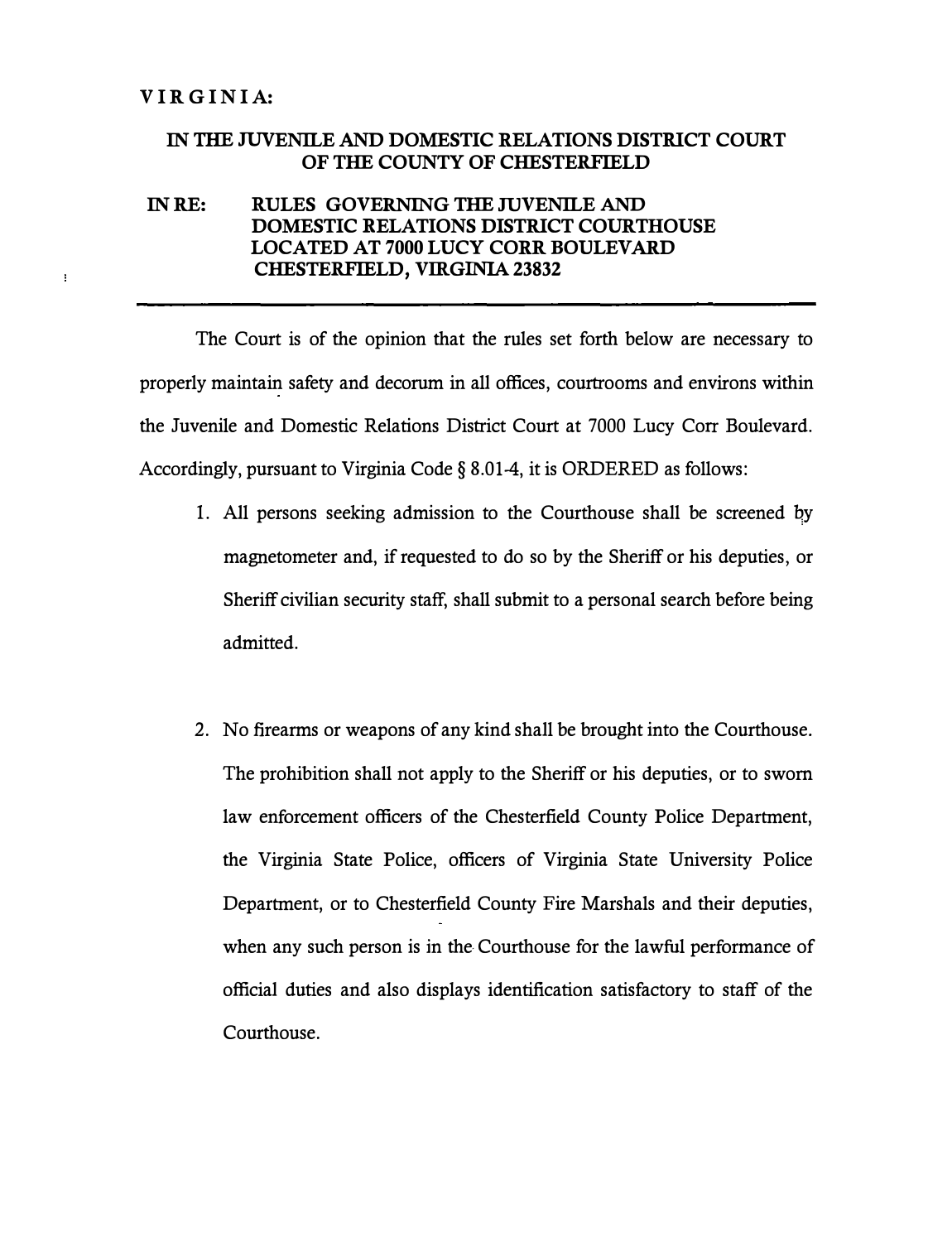VIRGINIA:

## IN THE JUVENILE AND DOMESTIC RELATIONS DISTRICT COURT OF THE COUNTY OF CHESTERFIELD

**IN RE: RULES GOVERNING THE JUVENILE AND DOMESTIC RELATIONS DISTRICT COURTHOUSE LOCATED AT 7000 LUCY CORR BOULEVARD CHESTERFIELD, VIRGINIA 23832**

---

The Court is of the opinion that the rules set forth below are necessary to properly maintain safety and decorum in all offices, courtrooms and environs within the Juvenile and Domestic Relations District Court at 7000 Lucy Corr Boulevard. Accordingly, pursuant to Virginia Code § 8.01-4, it is ORDERED as follows:

1. All persons seeking admission to the Courthouse shall be screened by magnetometer and, if requested to do so by the Sheriff or his deputies, or Sheriff civilian security staff, shall submit to a personal search before being admitted.

2. No firearms or weapons of any kind shall be brought into the Courthouse. The prohibition shall not apply to the Sheriff or his deputies, or to sworn law enforcement officers of the Chesterfield County Police Department, the Virginia State Police, officers of Virginia State University Police Department, or to Chesterfield County Fire Marshals and their deputies, when any such person is in the Courthouse for the lawful performance of official duties and also displays identification satisfactory to staff of the Courthouse.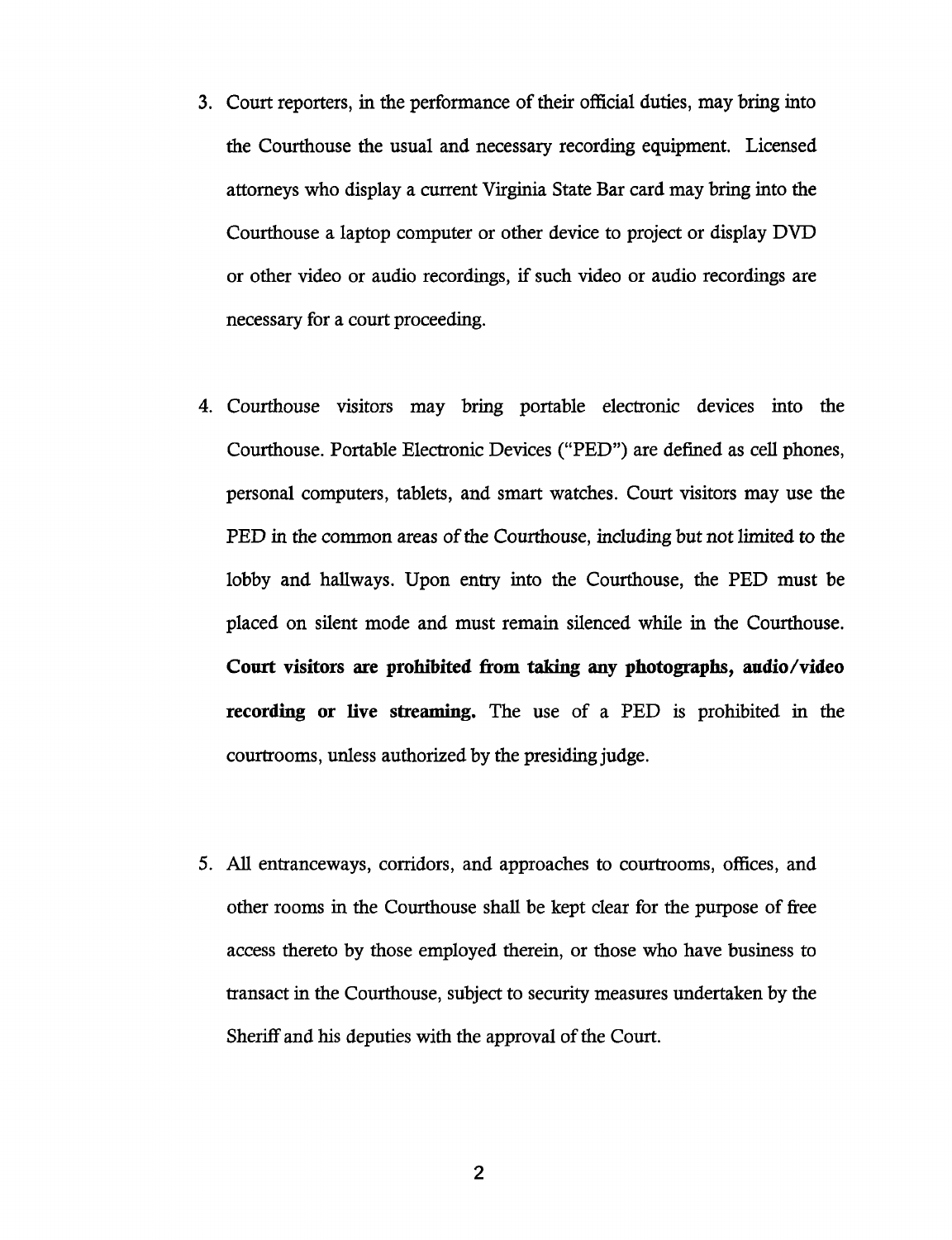3. Court reporters, in the performance of their official duties, may bring into the Courthouse the usual and necessary recording equipment. Licensed attorneys who display a current Virginia State Bar card may bring into the Courthouse a laptop computer or other device to project or display DVD or other video or audio recordings, if such video or audio recordings are necessary for a court proceeding.

4. Courthouse visitors may bring portable electronic devices into the Courthouse. Portable Electronic Devices ("PED") are defined as cell phones, personal computers, tablets, and smart watches. Court visitors may use the PED in the common areas of the Courthouse, including but not limited to the lobby and hallways. Upon entry into the Courthouse, the PED must be placed on silent mode and must remain silenced while in the Courthouse. **Court visitors are prohibited from taking any photographs, audio/video recording or live streaming.** The use of a PED is prohibited in the courtrooms, unless authorized by the presiding judge.

5. All entranceways, corridors, and approaches to courtrooms, offices, and other rooms in the Courthouse shall be kept clear for the purpose of free access thereto by those employed therein, or those who have business to transact in the Courthouse, subject to security measures undertaken by the Sheriff and his deputies with the approval of the Court.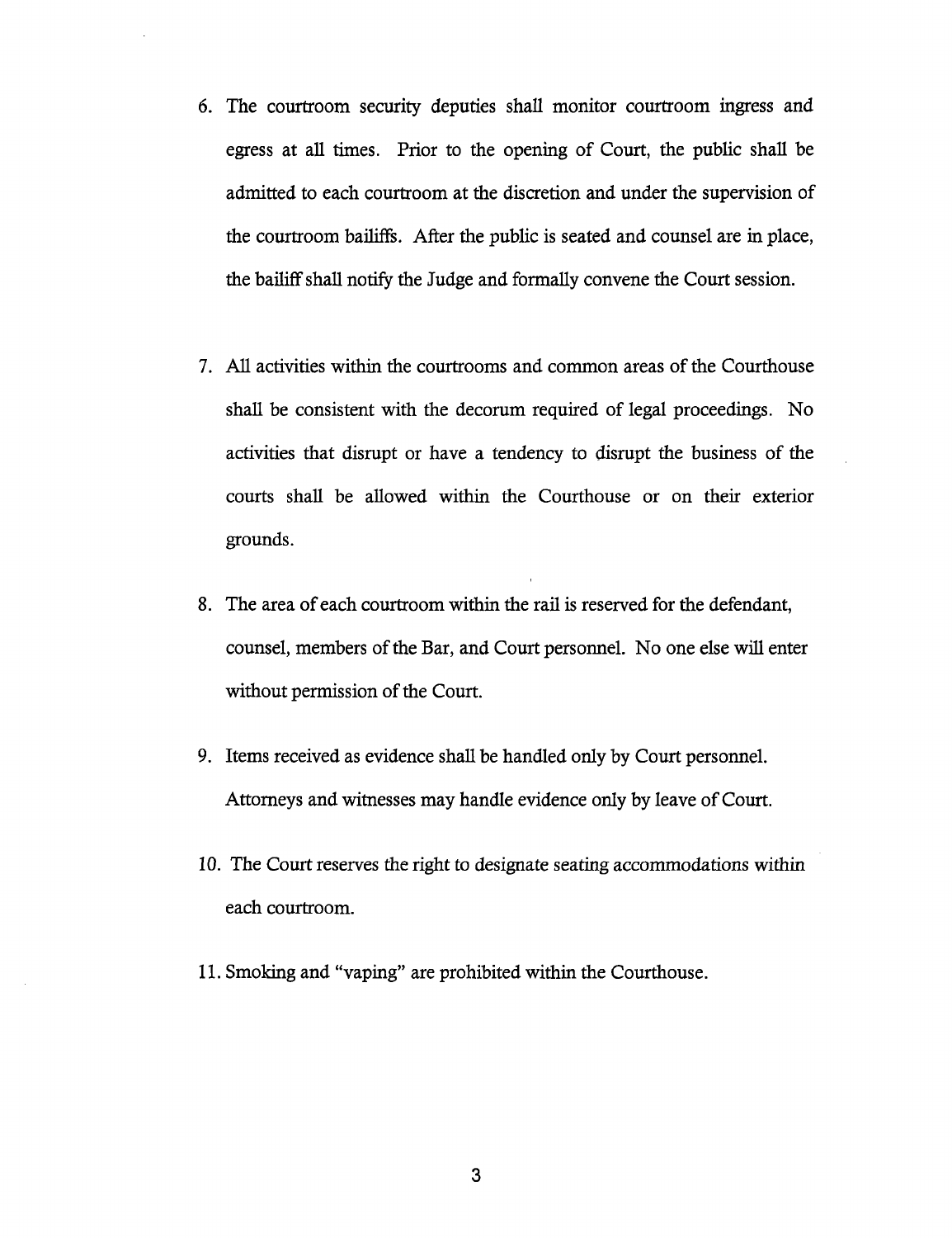6. The courtroom security deputies shall monitor courtroom ingress and egress at all times. Prior to the opening of Court, the public shall be admitted to each courtroom at the discretion and under the supervision of the courtroom bailiffs. After the public is seated and counsel are in place, the bailiff shall notify the Judge and formally convene the Court session.

7. All activities within the courtrooms and common areas of the Courthouse shall be consistent with the decorum required of legal proceedings. No activities that disrupt or have a tendency to disrupt the business of the courts shall be allowed within the Courthouse or on their exterior grounds.

8. The area of each courtroom within the rail is reserved for the defendant, counsel, members of the Bar, and Court personnel. No one else will enter without permission of the Court.

9. Items received as evidence shall be handled only by Court personnel. Attorneys and witnesses may handle evidence only by leave of Court.

10. The Court reserves the right to designate seating accommodations within each courtroom.

11. Smoking and "vaping" are prohibited within the Courthouse.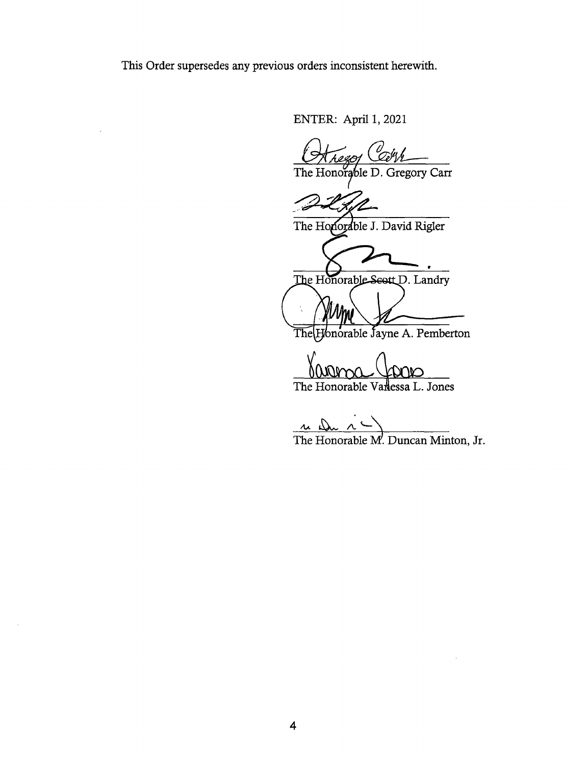This Order supersedes any previous orders inconsistent herewith.

ENTER: April 1, 2021

The Honorable D. Gregory Carr

The Honorable J. David Rigler

The Honorable Scott D. Landry

The Honorable Jayne A. Pemberton

The Honorable Vanessa L. Jones

The Honorable M. Duncan Minton, Jr.